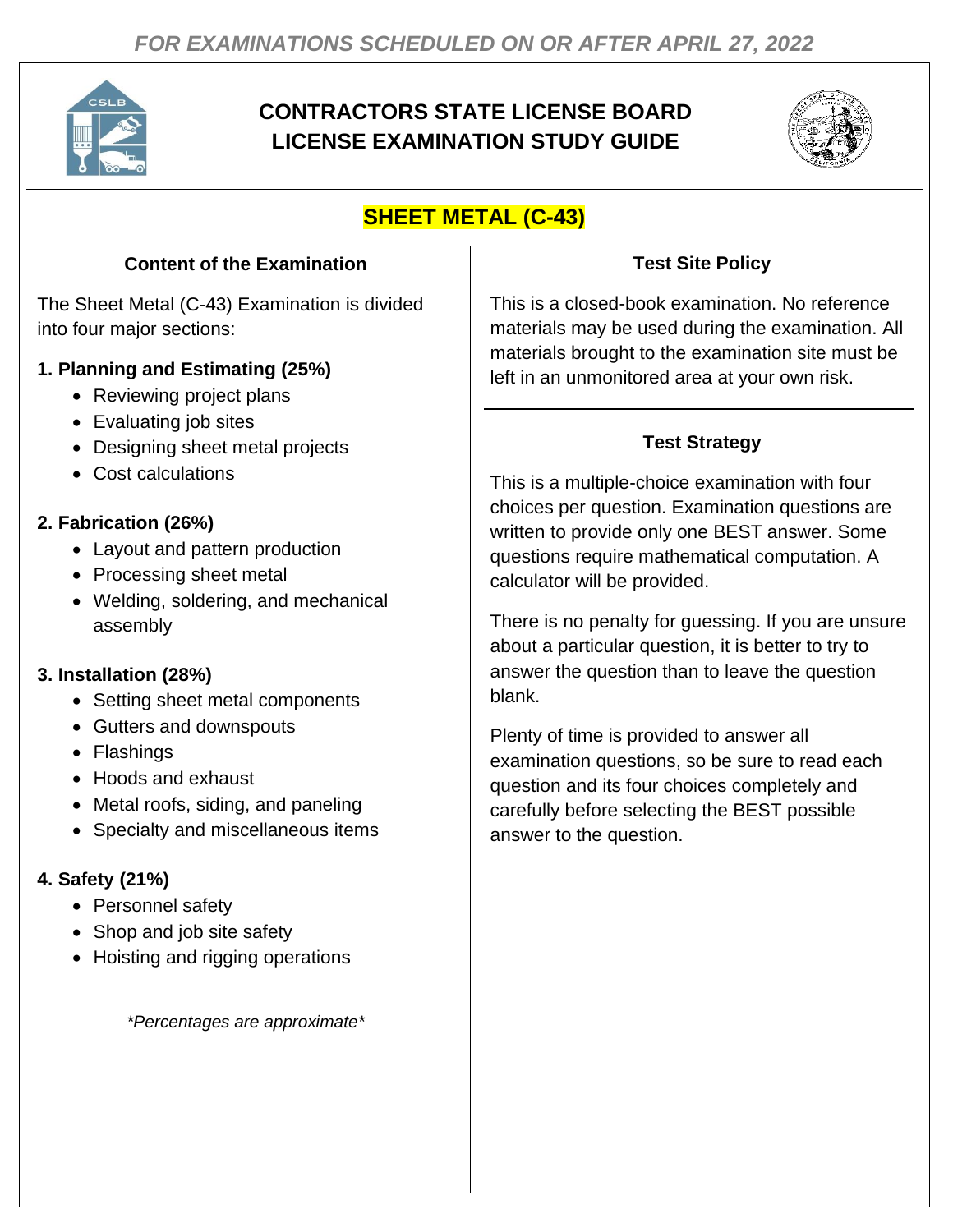*FOR EXAMINATIONS SCHEDULED ON OR AFTER APRIL 27, 2022*

# CONTRACTORS STATE LICENSE BOARD LICENSE EXAMINATION STUDY GUIDE

## SHEET METAL (C-43)

### Content of the Examination

The Sheet Metal (C-43) Examination is divided into four major sections:

**1. Planning and Estimating (25%)**

- Reviewing project plans
- Evaluating job sites
- Designing sheet metal projects
- Cost calculations

**2. Fabrication (26%)**

- Layout and pattern production
- Processing sheet metal
- Welding, soldering, and mechanical assembly

**3. Installation (28%)**

- Setting sheet metal components
- Gutters and downspouts
- Flashings
- Hoods and exhaust
- Metal roofs, siding, and paneling
- Specialty and miscellaneous items

**4. Safety (21%)**

- Personnel safety
- Shop and job site safety
- Hoisting and rigging operations

*\*Percentages are approximate\**

### Test Site Policy

This is a closed-book examination. No reference materials may be used during the examination. All materials brought to the examination site must be left in an unmonitored area at your own risk.

### Test Strategy

This is a multiple-choice examination with four choices per question. Examination questions are written to provide only one BEST answer. Some questions require mathematical computation. A calculator will be provided.

There is no penalty for guessing. If you are unsure about a particular question, it is better to try to answer the question than to leave the question blank.

Plenty of time is provided to answer all examination questions, so be sure to read each question and its four choices completely and carefully before selecting the BEST possible answer to the question.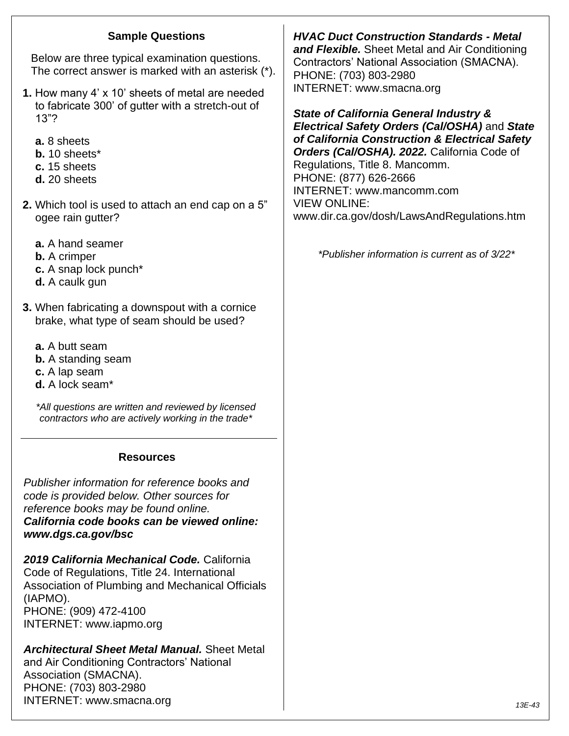## Sample Questions

Below are three typical examination questions. The correct answer is marked with an asterisk (*).

**1.** How many 4' x 10' sheets of metal are needed to fabricate 300' of gutter with a stretch-out of 13"?

**a.** 8 sheets
**b.** 10 sheets*
**c.** 15 sheets
**d.** 20 sheets

**2.** Which tool is used to attach an end cap on a 5" ogee rain gutter?

**a.** A hand seamer
**b.** A crimper
**c.** A snap lock punch*
**d.** A caulk gun

**3.** When fabricating a downspout with a cornice brake, what type of seam should be used?

**a.** A butt seam
**b.** A standing seam
**c.** A lap seam
**d.** A lock seam*

*\*All questions are written and reviewed by licensed contractors who are actively working in the trade\**

## Resources

*Publisher information for reference books and code is provided below. Other sources for reference books may be found online.*
***California code books can be viewed online: www.dgs.ca.gov/bsc***

***2019 California Mechanical Code.*** California Code of Regulations, Title 24. International Association of Plumbing and Mechanical Officials (IAPMO).
PHONE: (909) 472-4100
INTERNET: www.iapmo.org

***Architectural Sheet Metal Manual.*** Sheet Metal and Air Conditioning Contractors' National Association (SMACNA).
PHONE: (703) 803-2980
INTERNET: www.smacna.org

***HVAC Duct Construction Standards - Metal and Flexible.*** Sheet Metal and Air Conditioning Contractors' National Association (SMACNA).
PHONE: (703) 803-2980
INTERNET: www.smacna.org

***State of California General Industry & Electrical Safety Orders (Cal/OSHA)*** and ***State of California Construction & Electrical Safety Orders (Cal/OSHA). 2022.*** California Code of Regulations, Title 8. Mancomm.
PHONE: (877) 626-2666
INTERNET: www.mancomm.com
VIEW ONLINE:
www.dir.ca.gov/dosh/LawsAndRegulations.htm

*\*Publisher information is current as of 3/22\**